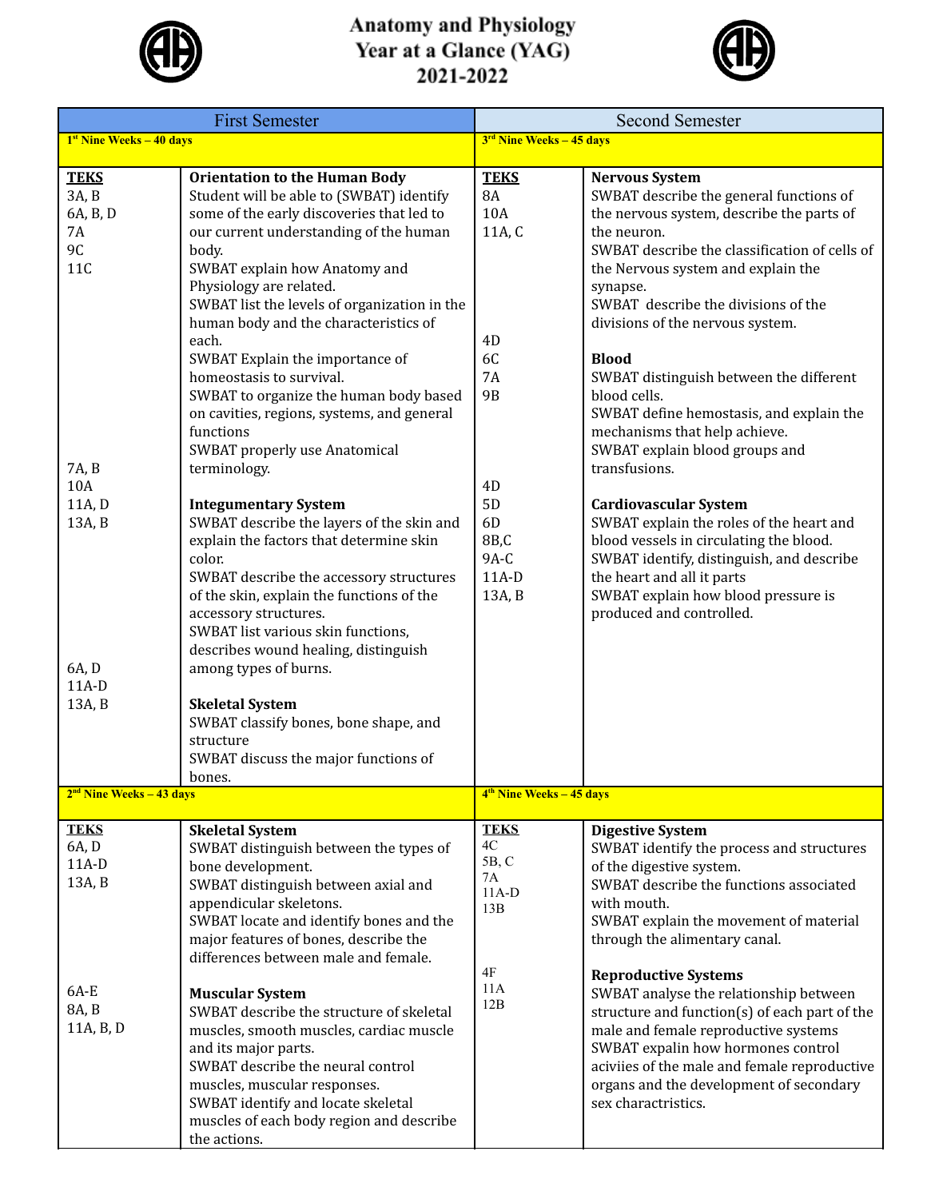# Anatomy and Physiology
# Year at a Glance (YAG)
# 2021-2022

| First Semester | | Second Semester | |
|---|---|---|---|
| **1st Nine Weeks – 40 days** | | **3rd Nine Weeks – 45 days** | |
| **TEKS**<br>3A, B<br>6A, B, D<br>7A<br>9C<br>11C | **Orientation to the Human Body**<br>Student will be able to (SWBAT) identify some of the early discoveries that led to our current understanding of the human body.<br>SWBAT explain how Anatomy and Physiology are related.<br>SWBAT list the levels of organization in the human body and the characteristics of each.<br>SWBAT Explain the importance of homeostasis to survival.<br>SWBAT to organize the human body based on cavities, regions, systems, and general functions<br>SWBAT properly use Anatomical terminology. | **TEKS**<br>8A<br>10A<br>11A, C | **Nervous System**<br>SWBAT describe the general functions of the nervous system, describe the parts of the neuron.<br>SWBAT describe the classification of cells of the Nervous system and explain the synapse.<br>SWBAT describe the divisions of the divisions of the nervous system. |
| 7A, B<br>10A<br>11A, D<br>13A, B | **Integumentary System**<br>SWBAT describe the layers of the skin and explain the factors that determine skin color.<br>SWBAT describe the accessory structures of the skin, explain the functions of the accessory structures.<br>SWBAT list various skin functions, describes wound healing, distinguish among types of burns. | 4D<br>6C<br>7A<br>9B | **Blood**<br>SWBAT distinguish between the different blood cells.<br>SWBAT define hemostasis, and explain the mechanisms that help achieve.<br>SWBAT explain blood groups and transfusions. |
| 6A, D<br>11A-D<br>13A, B | **Skeletal System**<br>SWBAT classify bones, bone shape, and structure<br>SWBAT discuss the major functions of bones. | 4D<br>5D<br>6D<br>8B,C<br>9A-C<br>11A-D<br>13A, B | **Cardiovascular System**<br>SWBAT explain the roles of the heart and blood vessels in circulating the blood.<br>SWBAT identify, distinguish, and describe the heart and all it parts<br>SWBAT explain how blood pressure is produced and controlled. |
| **2nd Nine Weeks – 43 days** | | **4th Nine Weeks – 45 days** | |
| **TEKS**<br>6A, D<br>11A-D<br>13A, B | **Skeletal System**<br>SWBAT distinguish between the types of bone development.<br>SWBAT distinguish between axial and appendicular skeletons.<br>SWBAT locate and identify bones and the major features of bones, describe the differences between male and female. | **TEKS**<br>4C<br>5B, C<br>7A<br>11A-D<br>13B | **Digestive System**<br>SWBAT identify the process and structures of the digestive system.<br>SWBAT describe the functions associated with mouth.<br>SWBAT explain the movement of material through the alimentary canal. |
| 6A-E<br>8A, B<br>11A, B, D | **Muscular System**<br>SWBAT describe the structure of skeletal muscles, smooth muscles, cardiac muscle and its major parts.<br>SWBAT describe the neural control muscles, muscular responses.<br>SWBAT identify and locate skeletal muscles of each body region and describe the actions. | 4F<br>11A<br>12B | **Reproductive Systems**<br>SWBAT analyse the relationship between structure and function(s) of each part of the male and female reproductive systems<br>SWBAT expalin how hormones control aciviies of the male and female reproductive organs and the development of secondary sex charactristics. |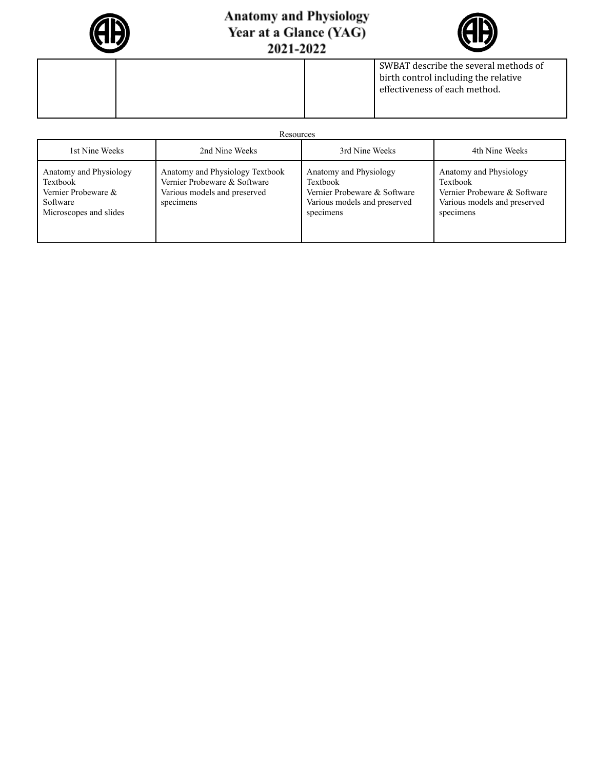# Anatomy and Physiology Year at a Glance (YAG) 2021-2022

| | | | |
|---|---|---|---|
| | | | SWBAT describe the several methods of birth control including the relative effectiveness of each method. |

Resources

| 1st Nine Weeks | 2nd Nine Weeks | 3rd Nine Weeks | 4th Nine Weeks |
|---|---|---|---|
| Anatomy and Physiology Textbook<br>Vernier Probeware & Software<br>Microscopes and slides | Anatomy and Physiology Textbook<br>Vernier Probeware & Software<br>Various models and preserved specimens | Anatomy and Physiology Textbook<br>Vernier Probeware & Software<br>Various models and preserved specimens | Anatomy and Physiology Textbook<br>Vernier Probeware & Software<br>Various models and preserved specimens |